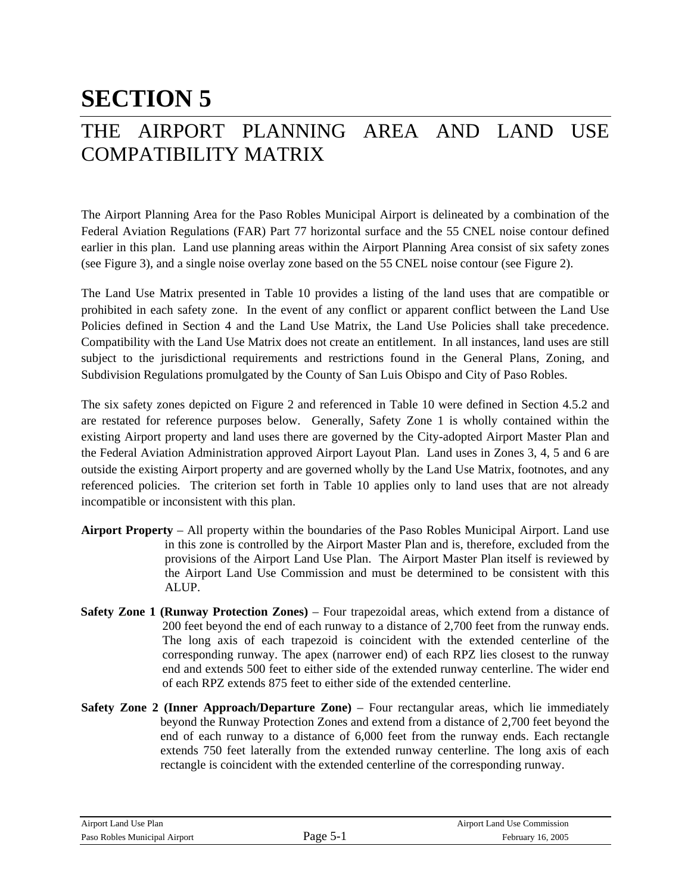# SECTION 5

## THE AIRPORT PLANNING AREA AND LAND USE COMPATIBILITY MATRIX

The Airport Planning Area for the Paso Robles Municipal Airport is delineated by a combination of the Federal Aviation Regulations (FAR) Part 77 horizontal surface and the 55 CNEL noise contour defined earlier in this plan. Land use planning areas within the Airport Planning Area consist of six safety zones (see Figure 3), and a single noise overlay zone based on the 55 CNEL noise contour (see Figure 2).

The Land Use Matrix presented in Table 10 provides a listing of the land uses that are compatible or prohibited in each safety zone. In the event of any conflict or apparent conflict between the Land Use Policies defined in Section 4 and the Land Use Matrix, the Land Use Policies shall take precedence. Compatibility with the Land Use Matrix does not create an entitlement. In all instances, land uses are still subject to the jurisdictional requirements and restrictions found in the General Plans, Zoning, and Subdivision Regulations promulgated by the County of San Luis Obispo and City of Paso Robles.

The six safety zones depicted on Figure 2 and referenced in Table 10 were defined in Section 4.5.2 and are restated for reference purposes below. Generally, Safety Zone 1 is wholly contained within the existing Airport property and land uses there are governed by the City-adopted Airport Master Plan and the Federal Aviation Administration approved Airport Layout Plan. Land uses in Zones 3, 4, 5 and 6 are outside the existing Airport property and are governed wholly by the Land Use Matrix, footnotes, and any referenced policies. The criterion set forth in Table 10 applies only to land uses that are not already incompatible or inconsistent with this plan.

**Airport Property** – All property within the boundaries of the Paso Robles Municipal Airport. Land use in this zone is controlled by the Airport Master Plan and is, therefore, excluded from the provisions of the Airport Land Use Plan. The Airport Master Plan itself is reviewed by the Airport Land Use Commission and must be determined to be consistent with this ALUP.

**Safety Zone 1 (Runway Protection Zones)** – Four trapezoidal areas, which extend from a distance of 200 feet beyond the end of each runway to a distance of 2,700 feet from the runway ends. The long axis of each trapezoid is coincident with the extended centerline of the corresponding runway. The apex (narrower end) of each RPZ lies closest to the runway end and extends 500 feet to either side of the extended runway centerline. The wider end of each RPZ extends 875 feet to either side of the extended centerline.

**Safety Zone 2 (Inner Approach/Departure Zone)** – Four rectangular areas, which lie immediately beyond the Runway Protection Zones and extend from a distance of 2,700 feet beyond the end of each runway to a distance of 6,000 feet from the runway ends. Each rectangle extends 750 feet laterally from the extended runway centerline. The long axis of each rectangle is coincident with the extended centerline of the corresponding runway.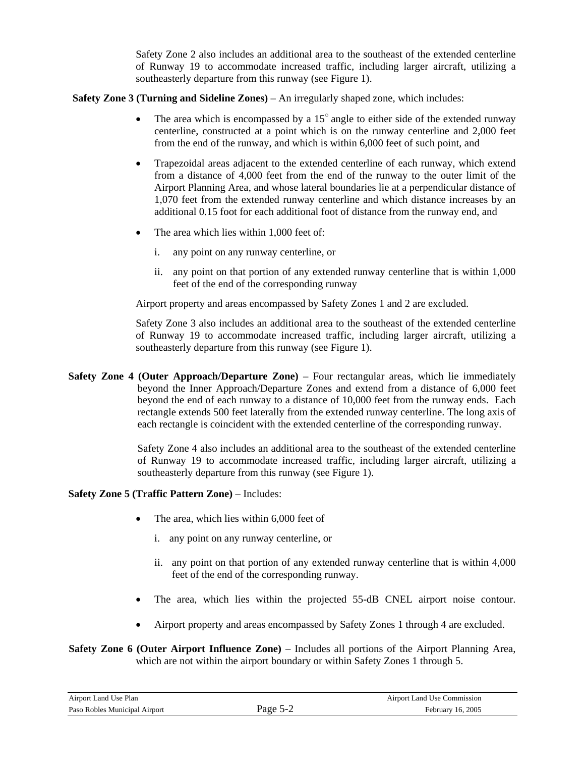Safety Zone 2 also includes an additional area to the southeast of the extended centerline of Runway 19 to accommodate increased traffic, including larger aircraft, utilizing a southeasterly departure from this runway (see Figure 1).

**Safety Zone 3 (Turning and Sideline Zones)** – An irregularly shaped zone, which includes:

- The area which is encompassed by a 15° angle to either side of the extended runway centerline, constructed at a point which is on the runway centerline and 2,000 feet from the end of the runway, and which is within 6,000 feet of such point, and
- Trapezoidal areas adjacent to the extended centerline of each runway, which extend from a distance of 4,000 feet from the end of the runway to the outer limit of the Airport Planning Area, and whose lateral boundaries lie at a perpendicular distance of 1,070 feet from the extended runway centerline and which distance increases by an additional 0.15 foot for each additional foot of distance from the runway end, and
- The area which lies within 1,000 feet of:
  1. any point on any runway centerline, or
  2. any point on that portion of any extended runway centerline that is within 1,000 feet of the end of the corresponding runway

Airport property and areas encompassed by Safety Zones 1 and 2 are excluded.

Safety Zone 3 also includes an additional area to the southeast of the extended centerline of Runway 19 to accommodate increased traffic, including larger aircraft, utilizing a southeasterly departure from this runway (see Figure 1).

**Safety Zone 4 (Outer Approach/Departure Zone)** – Four rectangular areas, which lie immediately beyond the Inner Approach/Departure Zones and extend from a distance of 6,000 feet beyond the end of each runway to a distance of 10,000 feet from the runway ends. Each rectangle extends 500 feet laterally from the extended runway centerline. The long axis of each rectangle is coincident with the extended centerline of the corresponding runway.

Safety Zone 4 also includes an additional area to the southeast of the extended centerline of Runway 19 to accommodate increased traffic, including larger aircraft, utilizing a southeasterly departure from this runway (see Figure 1).

**Safety Zone 5 (Traffic Pattern Zone)** – Includes:

- The area, which lies within 6,000 feet of
  1. any point on any runway centerline, or
  2. any point on that portion of any extended runway centerline that is within 4,000 feet of the end of the corresponding runway.
- The area, which lies within the projected 55-dB CNEL airport noise contour.
- Airport property and areas encompassed by Safety Zones 1 through 4 are excluded.

**Safety Zone 6 (Outer Airport Influence Zone)** – Includes all portions of the Airport Planning Area, which are not within the airport boundary or within Safety Zones 1 through 5.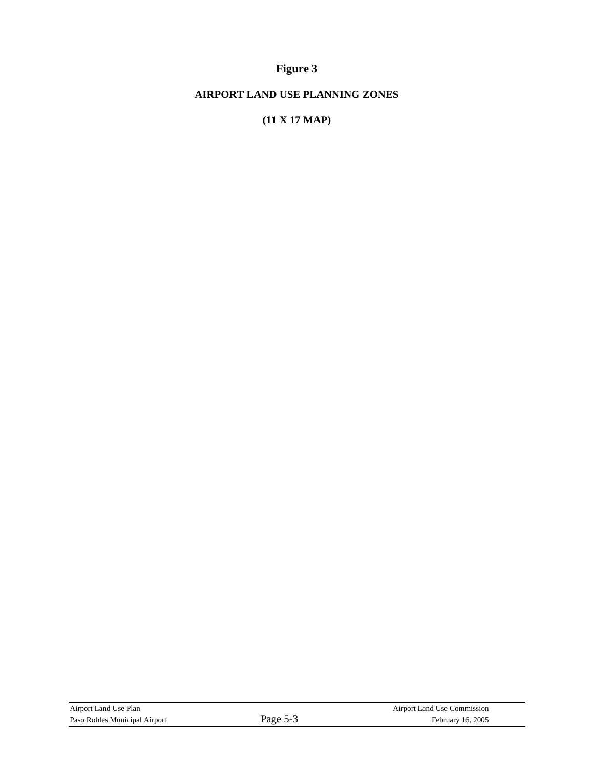# Figure 3

## AIRPORT LAND USE PLANNING ZONES

**(11 X 17 MAP)**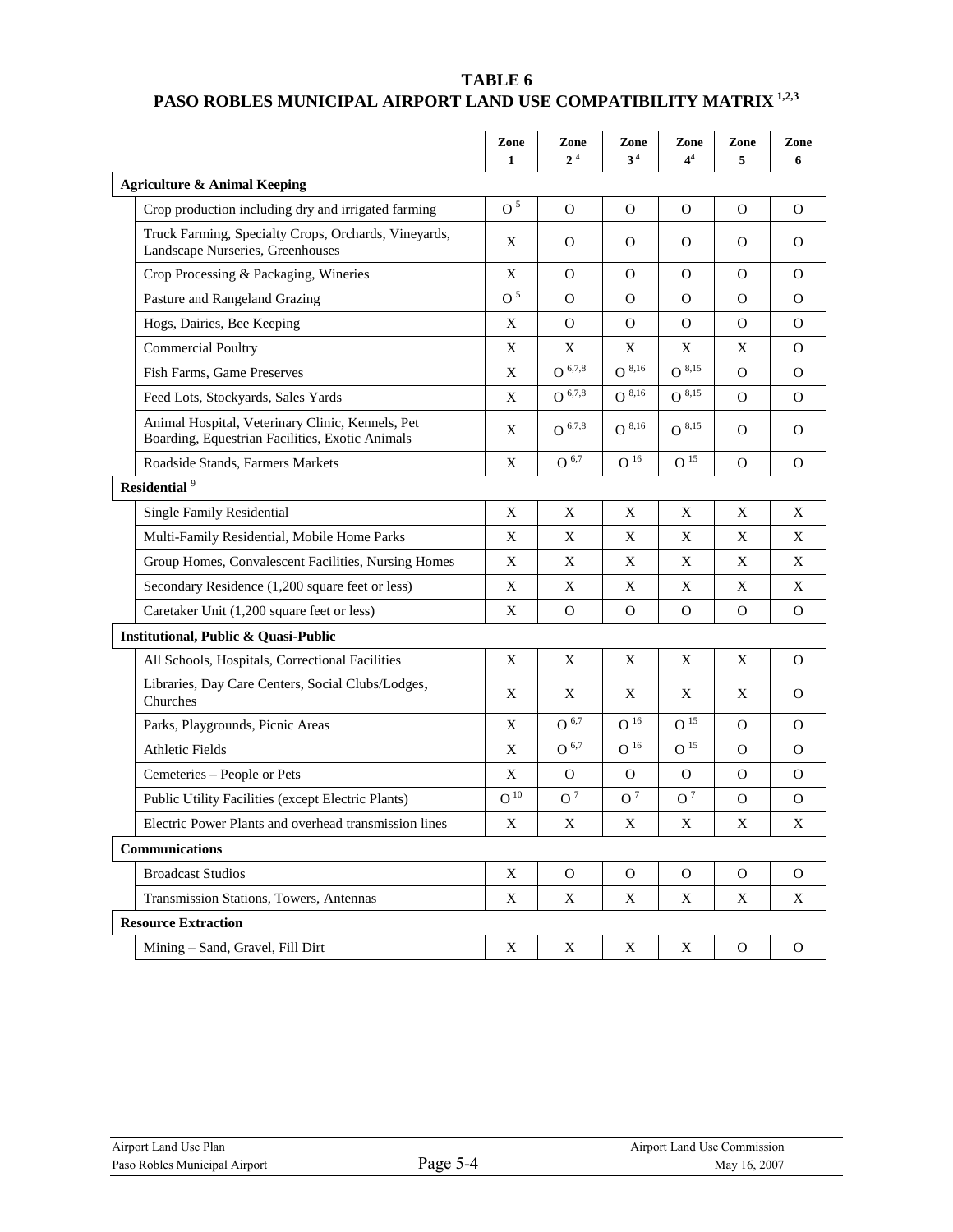# TABLE 6
# PASO ROBLES MUNICIPAL AIRPORT LAND USE COMPATIBILITY MATRIX [1,2,3]

| | Zone 1 | Zone 2 [4] | Zone 3 [4] | Zone 4 [4] | Zone 5 | Zone 6 |
|---|---|---|---|---|---|---|
| **Agriculture & Animal Keeping** | | | | | | |
| Crop production including dry and irrigated farming | O [5] | O | O | O | O | O |
| Truck Farming, Specialty Crops, Orchards, Vineyards, Landscape Nurseries, Greenhouses | X | O | O | O | O | O |
| Crop Processing & Packaging, Wineries | X | O | O | O | O | O |
| Pasture and Rangeland Grazing | O [5] | O | O | O | O | O |
| Hogs, Dairies, Bee Keeping | X | O | O | O | O | O |
| Commercial Poultry | X | X | X | X | X | O |
| Fish Farms, Game Preserves | X | O [6,7,8] | O [8,16] | O [8,15] | O | O |
| Feed Lots, Stockyards, Sales Yards | X | O [6,7,8] | O [8,16] | O [8,15] | O | O |
| Animal Hospital, Veterinary Clinic, Kennels, Pet Boarding, Equestrian Facilities, Exotic Animals | X | O [6,7,8] | O [8,16] | O [8,15] | O | O |
| Roadside Stands, Farmers Markets | X | O [6,7] | O [16] | O [15] | O | O |
| **Residential** [9] | | | | | | |
| Single Family Residential | X | X | X | X | X | X |
| Multi-Family Residential, Mobile Home Parks | X | X | X | X | X | X |
| Group Homes, Convalescent Facilities, Nursing Homes | X | X | X | X | X | X |
| Secondary Residence (1,200 square feet or less) | X | X | X | X | X | X |
| Caretaker Unit (1,200 square feet or less) | X | O | O | O | O | O |
| **Institutional, Public & Quasi-Public** | | | | | | |
| All Schools, Hospitals, Correctional Facilities | X | X | X | X | X | O |
| Libraries, Day Care Centers, Social Clubs/Lodges, Churches | X | X | X | X | X | O |
| Parks, Playgrounds, Picnic Areas | X | O [6,7] | O [16] | O [15] | O | O |
| Athletic Fields | X | O [6,7] | O [16] | O [15] | O | O |
| Cemeteries – People or Pets | X | O | O | O | O | O |
| Public Utility Facilities (except Electric Plants) | O [10] | O [7] | O [7] | O [7] | O | O |
| Electric Power Plants and overhead transmission lines | X | X | X | X | X | X |
| **Communications** | | | | | | |
| Broadcast Studios | X | O | O | O | O | O |
| Transmission Stations, Towers, Antennas | X | X | X | X | X | X |
| **Resource Extraction** | | | | | | |
| Mining – Sand, Gravel, Fill Dirt | X | X | X | X | O | O |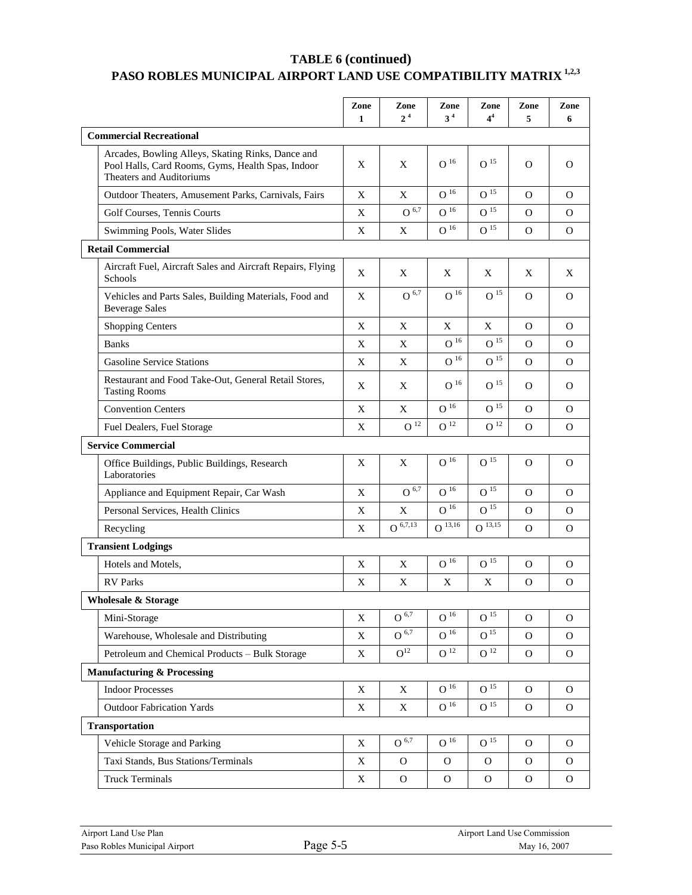## TABLE 6 (continued)
## PASO ROBLES MUNICIPAL AIRPORT LAND USE COMPATIBILITY MATRIX [1,2,3]

| | Zone 1 | Zone 2 [4] | Zone 3 [4] | Zone 4 [4] | Zone 5 | Zone 6 |
|---|---|---|---|---|---|---|
| **Commercial Recreational** | | | | | | |
| Arcades, Bowling Alleys, Skating Rinks, Dance and Pool Halls, Card Rooms, Gyms, Health Spas, Indoor Theaters and Auditoriums | X | X | O [16] | O [15] | O | O |
| Outdoor Theaters, Amusement Parks, Carnivals, Fairs | X | X | O [16] | O [15] | O | O |
| Golf Courses, Tennis Courts | X | O [6,7] | O [16] | O [15] | O | O |
| Swimming Pools, Water Slides | X | X | O [16] | O [15] | O | O |
| **Retail Commercial** | | | | | | |
| Aircraft Fuel, Aircraft Sales and Aircraft Repairs, Flying Schools | X | X | X | X | X | X |
| Vehicles and Parts Sales, Building Materials, Food and Beverage Sales | X | O [6,7] | O [16] | O [15] | O | O |
| Shopping Centers | X | X | X | X | O | O |
| Banks | X | X | O [16] | O [15] | O | O |
| Gasoline Service Stations | X | X | O [16] | O [15] | O | O |
| Restaurant and Food Take-Out, General Retail Stores, Tasting Rooms | X | X | O [16] | O [15] | O | O |
| Convention Centers | X | X | O [16] | O [15] | O | O |
| Fuel Dealers, Fuel Storage | X | O [12] | O [12] | O [12] | O | O |
| **Service Commercial** | | | | | | |
| Office Buildings, Public Buildings, Research Laboratories | X | X | O [16] | O [15] | O | O |
| Appliance and Equipment Repair, Car Wash | X | O [6,7] | O [16] | O [15] | O | O |
| Personal Services, Health Clinics | X | X | O [16] | O [15] | O | O |
| Recycling | X | O [6,7,13] | O [13,16] | O [13,15] | O | O |
| **Transient Lodgings** | | | | | | |
| Hotels and Motels, | X | X | O [16] | O [15] | O | O |
| RV Parks | X | X | X | X | O | O |
| **Wholesale & Storage** | | | | | | |
| Mini-Storage | X | O [6,7] | O [16] | O [15] | O | O |
| Warehouse, Wholesale and Distributing | X | O [6,7] | O [16] | O [15] | O | O |
| Petroleum and Chemical Products – Bulk Storage | X | O [12] | O [12] | O [12] | O | O |
| **Manufacturing & Processing** | | | | | | |
| Indoor Processes | X | X | O [16] | O [15] | O | O |
| Outdoor Fabrication Yards | X | X | O [16] | O [15] | O | O |
| **Transportation** | | | | | | |
| Vehicle Storage and Parking | X | O [6,7] | O [16] | O [15] | O | O |
| Taxi Stands, Bus Stations/Terminals | X | O | O | O | O | O |
| Truck Terminals | X | O | O | O | O | O |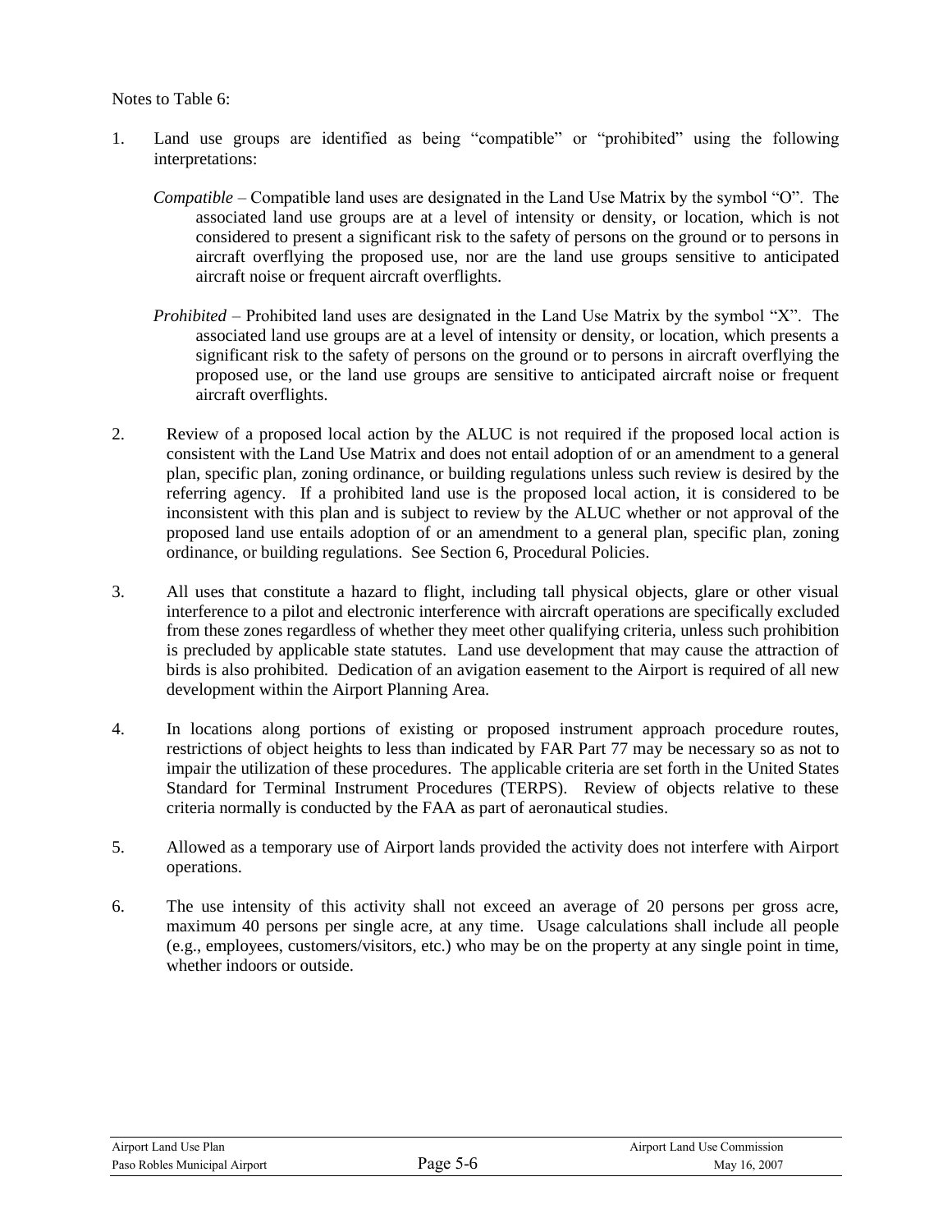Notes to Table 6:

1. Land use groups are identified as being "compatible" or "prohibited" using the following interpretations:

   *Compatible* – Compatible land uses are designated in the Land Use Matrix by the symbol "O". The associated land use groups are at a level of intensity or density, or location, which is not considered to present a significant risk to the safety of persons on the ground or to persons in aircraft overflying the proposed use, nor are the land use groups sensitive to anticipated aircraft noise or frequent aircraft overflights.

   *Prohibited* – Prohibited land uses are designated in the Land Use Matrix by the symbol "X". The associated land use groups are at a level of intensity or density, or location, which presents a significant risk to the safety of persons on the ground or to persons in aircraft overflying the proposed use, or the land use groups are sensitive to anticipated aircraft noise or frequent aircraft overflights.

2. Review of a proposed local action by the ALUC is not required if the proposed local action is consistent with the Land Use Matrix and does not entail adoption of or an amendment to a general plan, specific plan, zoning ordinance, or building regulations unless such review is desired by the referring agency. If a prohibited land use is the proposed local action, it is considered to be inconsistent with this plan and is subject to review by the ALUC whether or not approval of the proposed land use entails adoption of or an amendment to a general plan, specific plan, zoning ordinance, or building regulations. See Section 6, Procedural Policies.

3. All uses that constitute a hazard to flight, including tall physical objects, glare or other visual interference to a pilot and electronic interference with aircraft operations are specifically excluded from these zones regardless of whether they meet other qualifying criteria, unless such prohibition is precluded by applicable state statutes. Land use development that may cause the attraction of birds is also prohibited. Dedication of an avigation easement to the Airport is required of all new development within the Airport Planning Area.

4. In locations along portions of existing or proposed instrument approach procedure routes, restrictions of object heights to less than indicated by FAR Part 77 may be necessary so as not to impair the utilization of these procedures. The applicable criteria are set forth in the United States Standard for Terminal Instrument Procedures (TERPS). Review of objects relative to these criteria normally is conducted by the FAA as part of aeronautical studies.

5. Allowed as a temporary use of Airport lands provided the activity does not interfere with Airport operations.

6. The use intensity of this activity shall not exceed an average of 20 persons per gross acre, maximum 40 persons per single acre, at any time. Usage calculations shall include all people (e.g., employees, customers/visitors, etc.) who may be on the property at any single point in time, whether indoors or outside.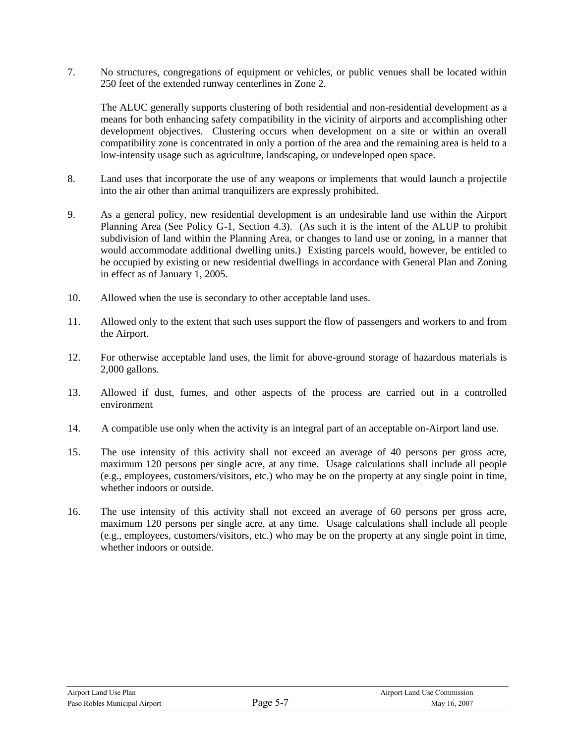7. No structures, congregations of equipment or vehicles, or public venues shall be located within 250 feet of the extended runway centerlines in Zone 2.

   The ALUC generally supports clustering of both residential and non-residential development as a means for both enhancing safety compatibility in the vicinity of airports and accomplishing other development objectives. Clustering occurs when development on a site or within an overall compatibility zone is concentrated in only a portion of the area and the remaining area is held to a low-intensity usage such as agriculture, landscaping, or undeveloped open space.

8. Land uses that incorporate the use of any weapons or implements that would launch a projectile into the air other than animal tranquilizers are expressly prohibited.

9. As a general policy, new residential development is an undesirable land use within the Airport Planning Area (See Policy G-1, Section 4.3). (As such it is the intent of the ALUP to prohibit subdivision of land within the Planning Area, or changes to land use or zoning, in a manner that would accommodate additional dwelling units.) Existing parcels would, however, be entitled to be occupied by existing or new residential dwellings in accordance with General Plan and Zoning in effect as of January 1, 2005.

10. Allowed when the use is secondary to other acceptable land uses.

11. Allowed only to the extent that such uses support the flow of passengers and workers to and from the Airport.

12. For otherwise acceptable land uses, the limit for above-ground storage of hazardous materials is 2,000 gallons.

13. Allowed if dust, fumes, and other aspects of the process are carried out in a controlled environment

14. A compatible use only when the activity is an integral part of an acceptable on-Airport land use.

15. The use intensity of this activity shall not exceed an average of 40 persons per gross acre, maximum 120 persons per single acre, at any time. Usage calculations shall include all people (e.g., employees, customers/visitors, etc.) who may be on the property at any single point in time, whether indoors or outside.

16. The use intensity of this activity shall not exceed an average of 60 persons per gross acre, maximum 120 persons per single acre, at any time. Usage calculations shall include all people (e.g., employees, customers/visitors, etc.) who may be on the property at any single point in time, whether indoors or outside.